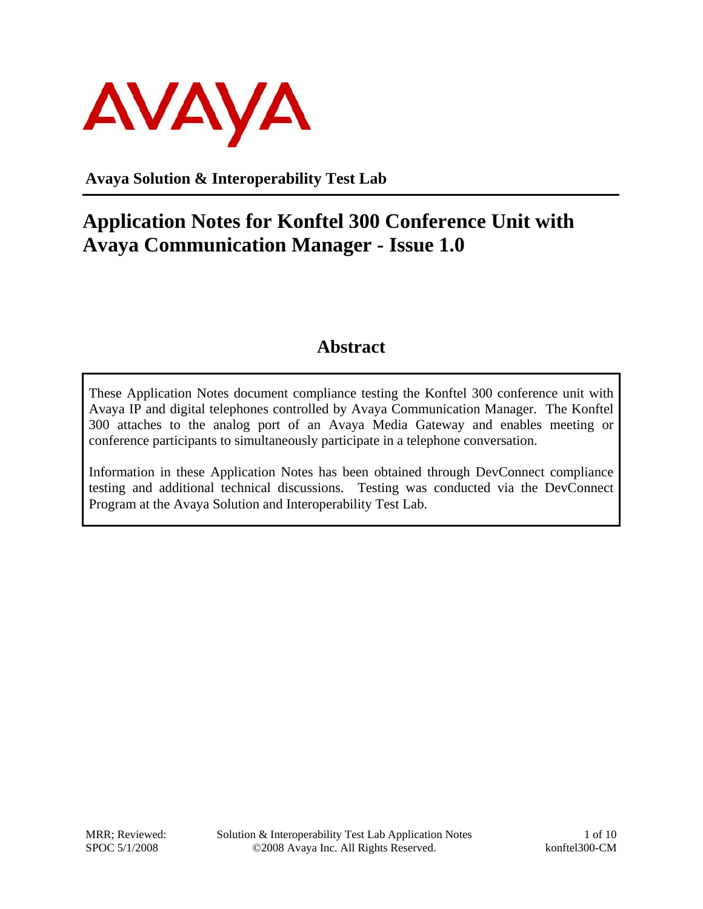**Avaya Solution & Interoperability Test Lab**

# Application Notes for Konftel 300 Conference Unit with Avaya Communication Manager - Issue 1.0

## Abstract

These Application Notes document compliance testing the Konftel 300 conference unit with Avaya IP and digital telephones controlled by Avaya Communication Manager. The Konftel 300 attaches to the analog port of an Avaya Media Gateway and enables meeting or conference participants to simultaneously participate in a telephone conversation.

Information in these Application Notes has been obtained through DevConnect compliance testing and additional technical discussions. Testing was conducted via the DevConnect Program at the Avaya Solution and Interoperability Test Lab.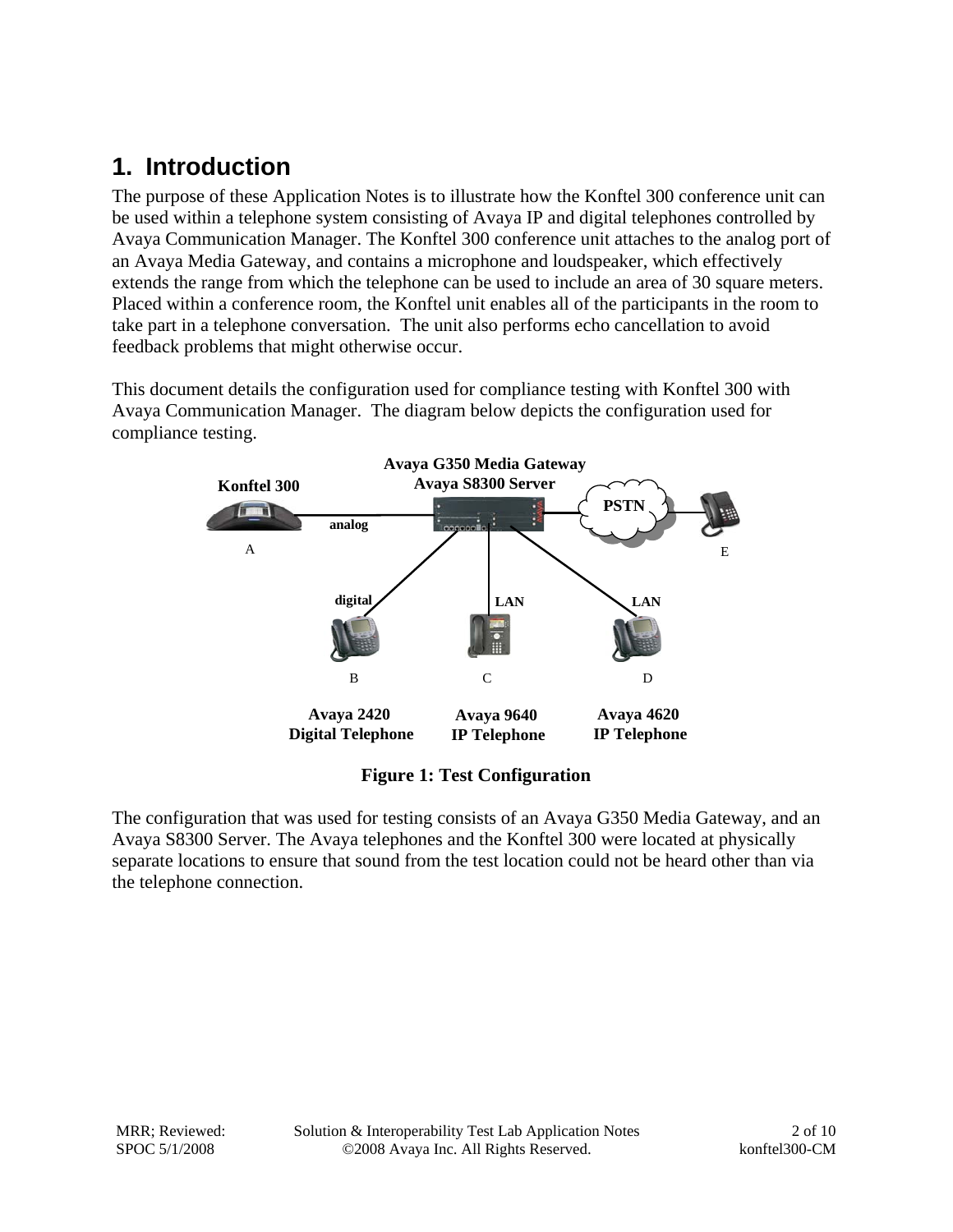# 1. Introduction

The purpose of these Application Notes is to illustrate how the Konftel 300 conference unit can be used within a telephone system consisting of Avaya IP and digital telephones controlled by Avaya Communication Manager. The Konftel 300 conference unit attaches to the analog port of an Avaya Media Gateway, and contains a microphone and loudspeaker, which effectively extends the range from which the telephone can be used to include an area of 30 square meters. Placed within a conference room, the Konftel unit enables all of the participants in the room to take part in a telephone conversation. The unit also performs echo cancellation to avoid feedback problems that might otherwise occur.

This document details the configuration used for compliance testing with Konftel 300 with Avaya Communication Manager. The diagram below depicts the configuration used for compliance testing.

**Figure 1: Test Configuration**

The configuration that was used for testing consists of an Avaya G350 Media Gateway, and an Avaya S8300 Server. The Avaya telephones and the Konftel 300 were located at physically separate locations to ensure that sound from the test location could not be heard other than via the telephone connection.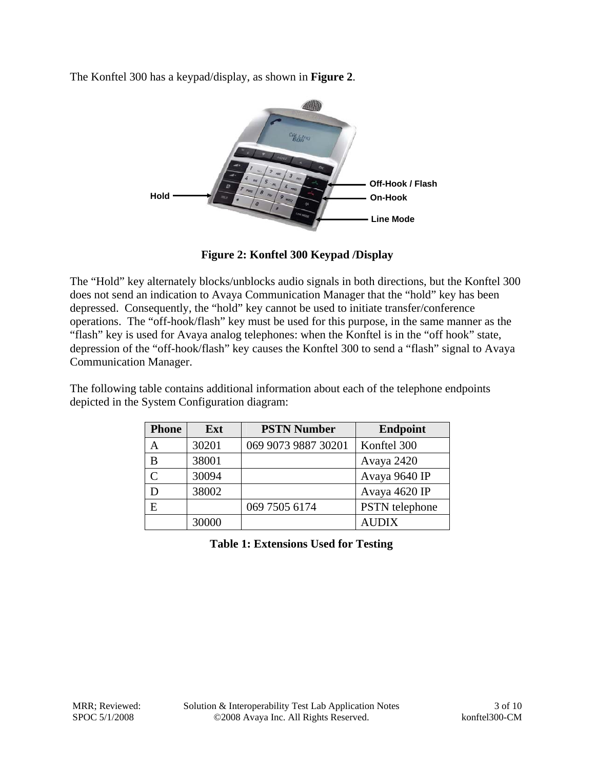The Konftel 300 has a keypad/display, as shown in **Figure 2**.

**Figure 2: Konftel 300 Keypad /Display**

The "Hold" key alternately blocks/unblocks audio signals in both directions, but the Konftel 300 does not send an indication to Avaya Communication Manager that the "hold" key has been depressed. Consequently, the "hold" key cannot be used to initiate transfer/conference operations. The "off-hook/flash" key must be used for this purpose, in the same manner as the "flash" key is used for Avaya analog telephones: when the Konftel is in the "off hook" state, depression of the "off-hook/flash" key causes the Konftel 300 to send a "flash" signal to Avaya Communication Manager.

The following table contains additional information about each of the telephone endpoints depicted in the System Configuration diagram:

| Phone | Ext | PSTN Number | Endpoint |
|---|---|---|---|
| A | 30201 | 069 9073 9887 30201 | Konftel 300 |
| B | 38001 | | Avaya 2420 |
| C | 30094 | | Avaya 9640 IP |
| D | 38002 | | Avaya 4620 IP |
| E | | 069 7505 6174 | PSTN telephone |
| | 30000 | | AUDIX |

**Table 1: Extensions Used for Testing**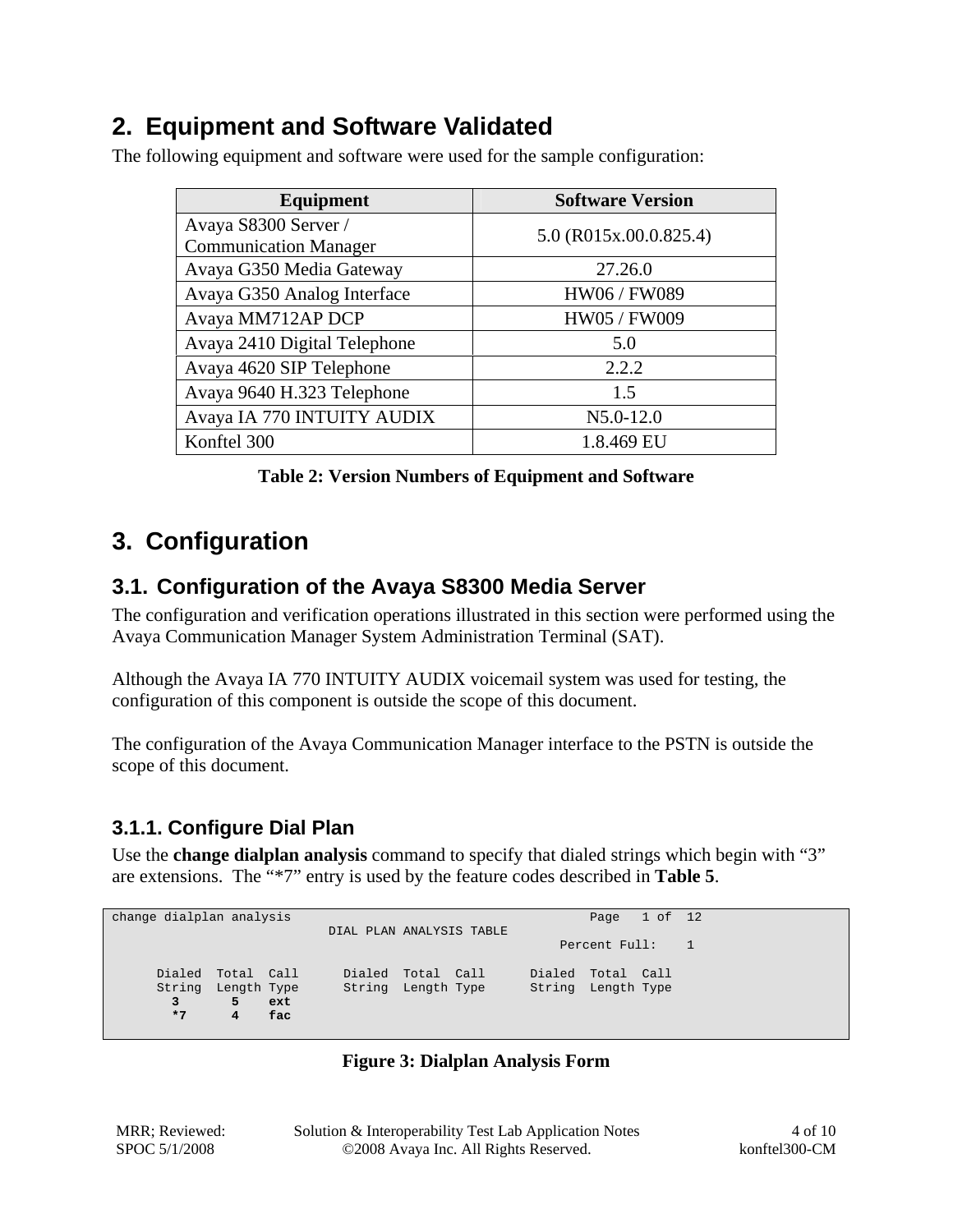## 2. Equipment and Software Validated

The following equipment and software were used for the sample configuration:

| Equipment | Software Version |
|---|---|
| Avaya S8300 Server / Communication Manager | 5.0 (R015x.00.0.825.4) |
| Avaya G350 Media Gateway | 27.26.0 |
| Avaya G350 Analog Interface | HW06 / FW089 |
| Avaya MM712AP DCP | HW05 / FW009 |
| Avaya 2410 Digital Telephone | 5.0 |
| Avaya 4620 SIP Telephone | 2.2.2 |
| Avaya 9640 H.323 Telephone | 1.5 |
| Avaya IA 770 INTUITY AUDIX | N5.0-12.0 |
| Konftel 300 | 1.8.469 EU |

**Table 2: Version Numbers of Equipment and Software**

## 3. Configuration

### 3.1. Configuration of the Avaya S8300 Media Server

The configuration and verification operations illustrated in this section were performed using the Avaya Communication Manager System Administration Terminal (SAT).

Although the Avaya IA 770 INTUITY AUDIX voicemail system was used for testing, the configuration of this component is outside the scope of this document.

The configuration of the Avaya Communication Manager interface to the PSTN is outside the scope of this document.

#### 3.1.1. Configure Dial Plan

Use the **change dialplan analysis** command to specify that dialed strings which begin with "3" are extensions. The "*7" entry is used by the feature codes described in **Table 5**.

```
change dialplan analysis                                        Page   1 of  12
                             DIAL PLAN ANALYSIS TABLE
                                                            Percent Full:    1

      Dialed  Total  Call      Dialed  Total  Call      Dialed  Total  Call
      String  Length Type      String  Length Type      String  Length Type
        3       5    ext
        *7      4    fac
```

**Figure 3: Dialplan Analysis Form**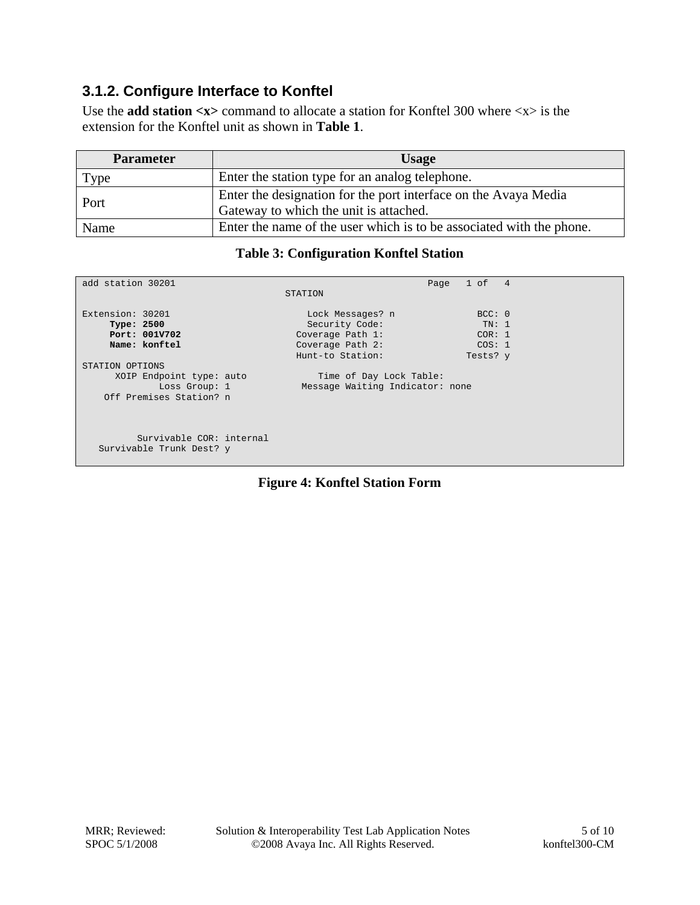### 3.1.2. Configure Interface to Konftel

Use the **add station <x>** command to allocate a station for Konftel 300 where <x> is the extension for the Konftel unit as shown in **Table 1**.

| Parameter | Usage |
| --- | --- |
| Type | Enter the station type for an analog telephone. |
| Port | Enter the designation for the port interface on the Avaya Media Gateway to which the unit is attached. |
| Name | Enter the name of the user which is to be associated with the phone. |

**Table 3: Configuration Konftel Station**

```
add station 30201                                              Page   1 of   4
                                     STATION

Extension: 30201                         Lock Messages? n               BCC: 0
     Type: 2500                          Security Code:                  TN: 1
     Port: 001V702                     Coverage Path 1:                 COR: 1
     Name: konftel                     Coverage Path 2:                 COS: 1
                                       Hunt-to Station:               Tests? y
STATION OPTIONS
      XOIP Endpoint type: auto             Time of Day Lock Table:
              Loss Group: 1            Message Waiting Indicator: none
    Off Premises Station? n



          Survivable COR: internal
   Survivable Trunk Dest? y
```

**Figure 4: Konftel Station Form**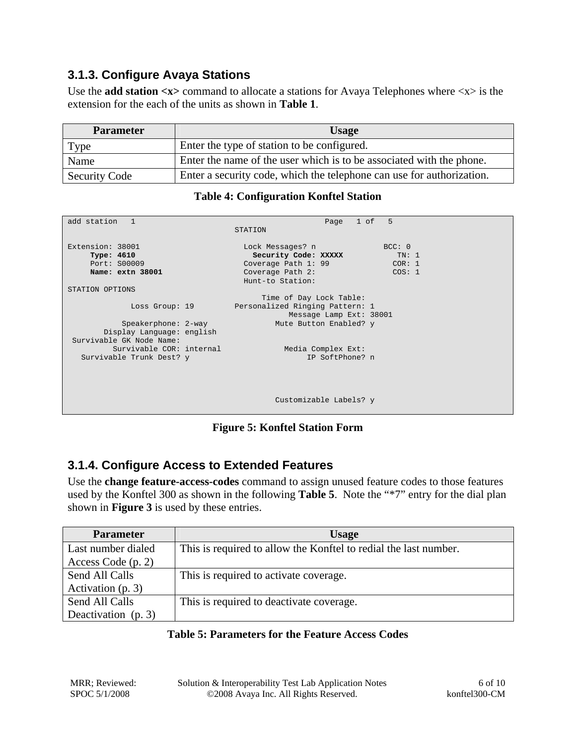### 3.1.3. Configure Avaya Stations

Use the **add station <x>** command to allocate a stations for Avaya Telephones where <x> is the extension for the each of the units as shown in **Table 1**.

| Parameter | Usage |
|---|---|
| Type | Enter the type of station to be configured. |
| Name | Enter the name of the user which is to be associated with the phone. |
| Security Code | Enter a security code, which the telephone can use for authorization. |

**Table 4: Configuration Konftel Station**

```
add station   1                                           Page   1 of   5
                                     STATION

Extension: 38001                       Lock Messages? n               BCC: 0
     Type: 4610                          Security Code: XXXXX           TN: 1
     Port: S00009                      Coverage Path 1: 99             COR: 1
     Name: extn 38001                  Coverage Path 2:                COS: 1
                                       Hunt-to Station:
STATION OPTIONS
                                           Time of Day Lock Table:
              Loss Group: 19         Personalized Ringing Pattern: 1
                                                 Message Lamp Ext: 38001
            Speakerphone: 2-way              Mute Button Enabled? y
        Display Language: english
 Survivable GK Node Name:
          Survivable COR: internal             Media Complex Ext:
   Survivable Trunk Dest? y                         IP SoftPhone? n




                                              Customizable Labels? y
```

**Figure 5: Konftel Station Form**

### 3.1.4. Configure Access to Extended Features

Use the **change feature-access-codes** command to assign unused feature codes to those features used by the Konftel 300 as shown in the following **Table 5**. Note the "*7" entry for the dial plan shown in **Figure 3** is used by these entries.

| Parameter | Usage |
|---|---|
| Last number dialed Access Code (p. 2) | This is required to allow the Konftel to redial the last number. |
| Send All Calls Activation (p. 3) | This is required to activate coverage. |
| Send All Calls Deactivation (p. 3) | This is required to deactivate coverage. |

**Table 5: Parameters for the Feature Access Codes**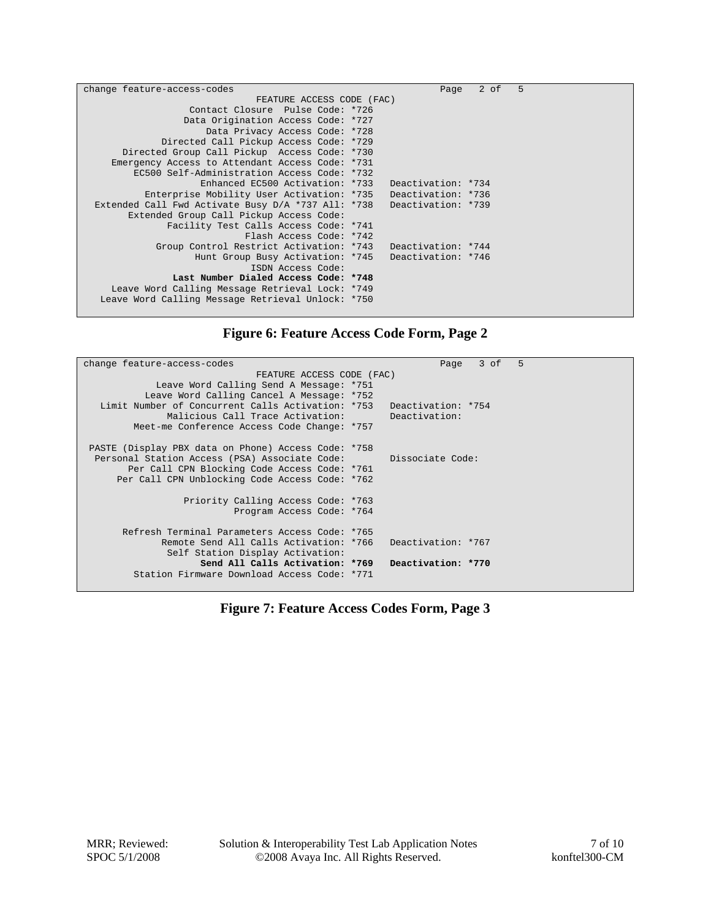```
change feature-access-codes                                          Page   2 of   5
                               FEATURE ACCESS CODE (FAC)
                   Contact Closure  Pulse Code: *726
                  Data Origination Access Code: *727
                      Data Privacy Access Code: *728
              Directed Call Pickup Access Code: *729
      Directed Group Call Pickup  Access Code: *730
    Emergency Access to Attendant Access Code: *731
        EC500 Self-Administration Access Code: *732
                    Enhanced EC500 Activation: *733   Deactivation: *734
          Enterprise Mobility User Activation: *735   Deactivation: *736
  Extended Call Fwd Activate Busy D/A *737 All: *738   Deactivation: *739
       Extended Group Call Pickup Access Code:
              Facility Test Calls Access Code: *741
                            Flash Access Code: *742
           Group Control Restrict Activation: *743   Deactivation: *744
                  Hunt Group Busy Activation: *745   Deactivation: *746
                             ISDN Access Code:
              Last Number Dialed Access Code: *748
    Leave Word Calling Message Retrieval Lock: *749
  Leave Word Calling Message Retrieval Unlock: *750
```

**Figure 6: Feature Access Code Form, Page 2**

```
change feature-access-codes                                          Page   3 of   5
                               FEATURE ACCESS CODE (FAC)
           Leave Word Calling Send A Message: *751
         Leave Word Calling Cancel A Message: *752
   Limit Number of Concurrent Calls Activation: *753   Deactivation: *754
              Malicious Call Trace Activation:        Deactivation:
        Meet-me Conference Access Code Change: *757

 PASTE (Display PBX data on Phone) Access Code: *758
  Personal Station Access (PSA) Associate Code:        Dissociate Code:
        Per Call CPN Blocking Code Access Code: *761
      Per Call CPN Unblocking Code Access Code: *762

                 Priority Calling Access Code: *763
                          Program Access Code: *764

      Refresh Terminal Parameters Access Code: *765
            Remote Send All Calls Activation: *766   Deactivation: *767
             Self Station Display Activation:
                Send All Calls Activation: *769   Deactivation: *770
       Station Firmware Download Access Code: *771
```

**Figure 7: Feature Access Codes Form, Page 3**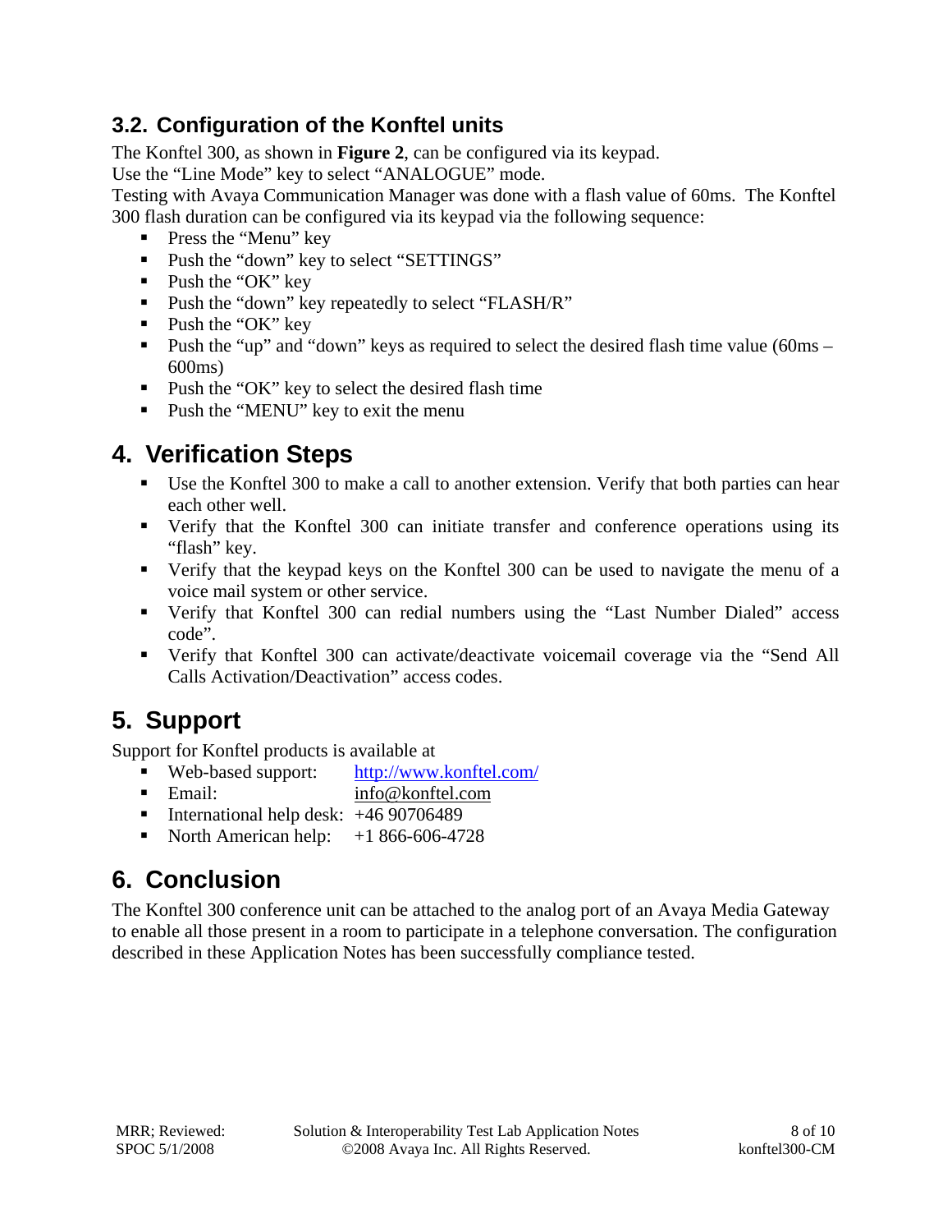## 3.2. Configuration of the Konftel units

The Konftel 300, as shown in **Figure 2**, can be configured via its keypad.
Use the “Line Mode” key to select “ANALOGUE” mode.
Testing with Avaya Communication Manager was done with a flash value of 60ms. The Konftel 300 flash duration can be configured via its keypad via the following sequence:

- Press the “Menu” key
- Push the “down” key to select “SETTINGS”
- Push the “OK” key
- Push the “down” key repeatedly to select “FLASH/R”
- Push the “OK” key
- Push the “up” and “down” keys as required to select the desired flash time value (60ms – 600ms)
- Push the “OK” key to select the desired flash time
- Push the “MENU” key to exit the menu

# 4. Verification Steps

- Use the Konftel 300 to make a call to another extension. Verify that both parties can hear each other well.
- Verify that the Konftel 300 can initiate transfer and conference operations using its “flash” key.
- Verify that the keypad keys on the Konftel 300 can be used to navigate the menu of a voice mail system or other service.
- Verify that Konftel 300 can redial numbers using the “Last Number Dialed” access code”.
- Verify that Konftel 300 can activate/deactivate voicemail coverage via the “Send All Calls Activation/Deactivation” access codes.

# 5. Support

Support for Konftel products is available at

- Web-based support: http://www.konftel.com/
- Email: info@konftel.com
- International help desk: +46 90706489
- North American help: +1 866-606-4728

# 6. Conclusion

The Konftel 300 conference unit can be attached to the analog port of an Avaya Media Gateway to enable all those present in a room to participate in a telephone conversation. The configuration described in these Application Notes has been successfully compliance tested.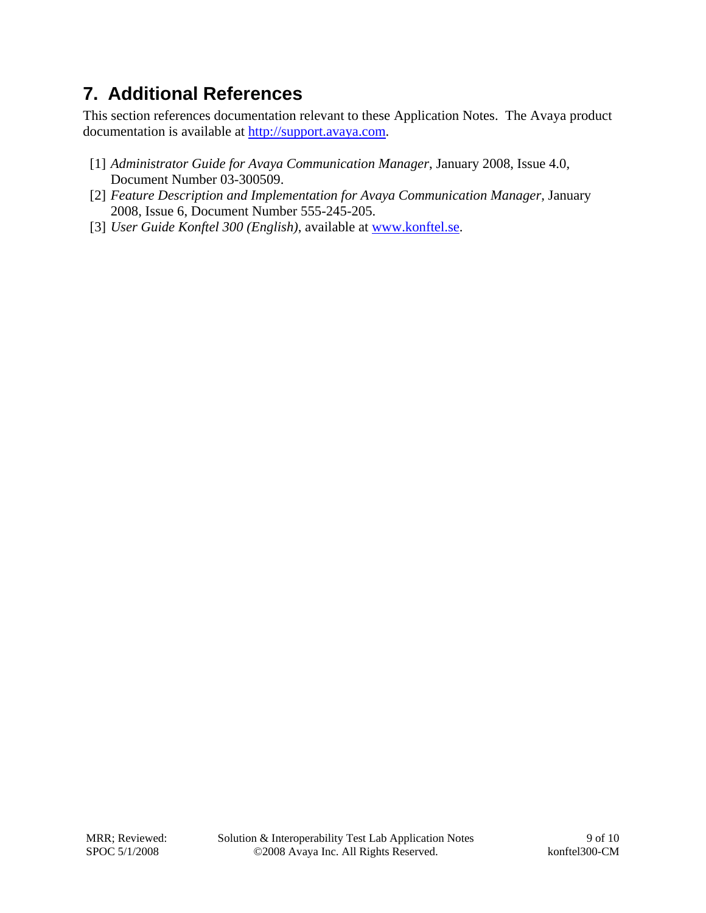## 7. Additional References

This section references documentation relevant to these Application Notes. The Avaya product documentation is available at http://support.avaya.com.

[1] *Administrator Guide for Avaya Communication Manager*, January 2008, Issue 4.0, Document Number 03-300509.

[2] *Feature Description and Implementation for Avaya Communication Manager,* January 2008, Issue 6, Document Number 555-245-205.

[3] *User Guide Konftel 300 (English)*, available at www.konftel.se.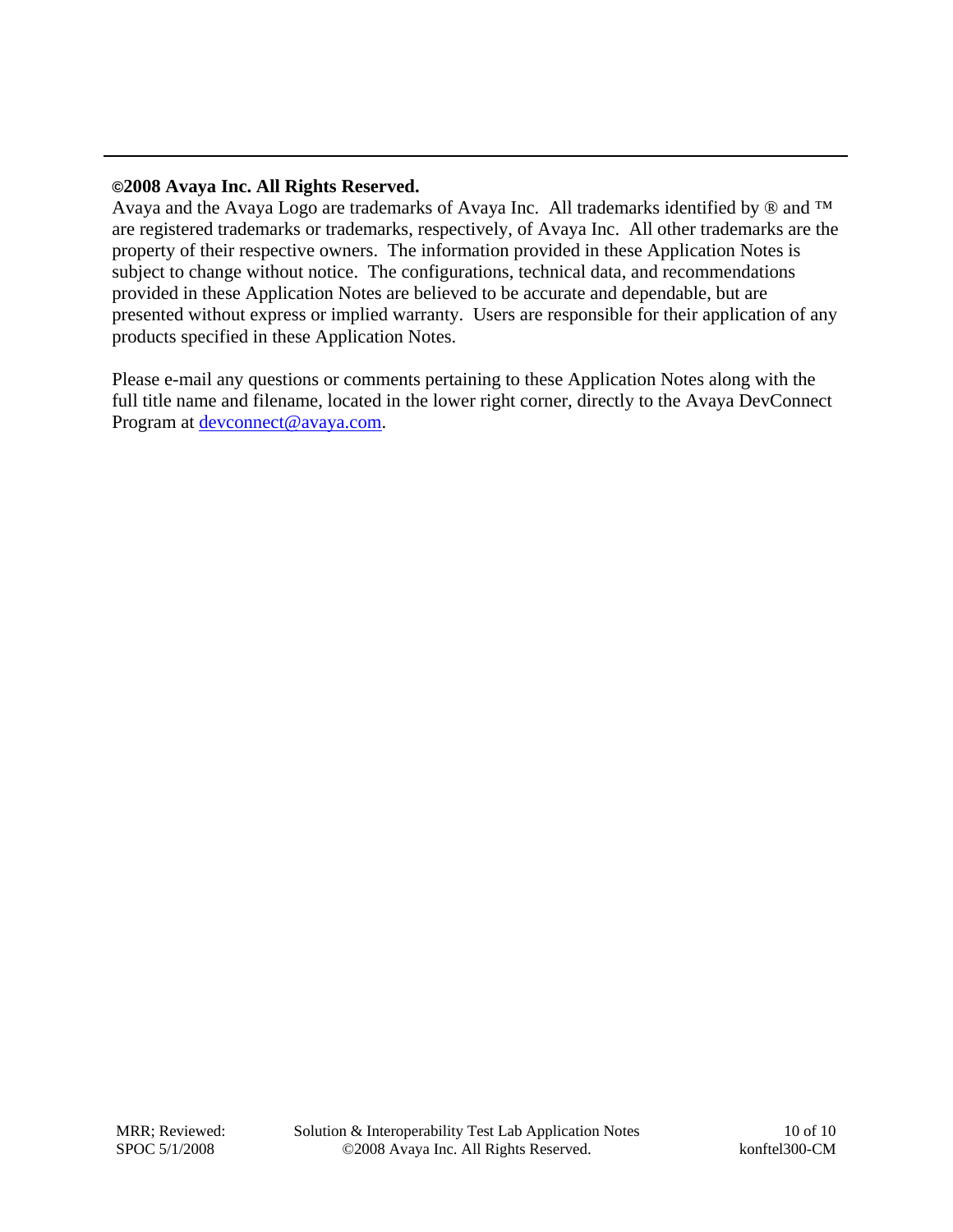**©2008 Avaya Inc. All Rights Reserved.**

Avaya and the Avaya Logo are trademarks of Avaya Inc. All trademarks identified by ® and ™ are registered trademarks or trademarks, respectively, of Avaya Inc. All other trademarks are the property of their respective owners. The information provided in these Application Notes is subject to change without notice. The configurations, technical data, and recommendations provided in these Application Notes are believed to be accurate and dependable, but are presented without express or implied warranty. Users are responsible for their application of any products specified in these Application Notes.

Please e-mail any questions or comments pertaining to these Application Notes along with the full title name and filename, located in the lower right corner, directly to the Avaya DevConnect Program at devconnect@avaya.com.